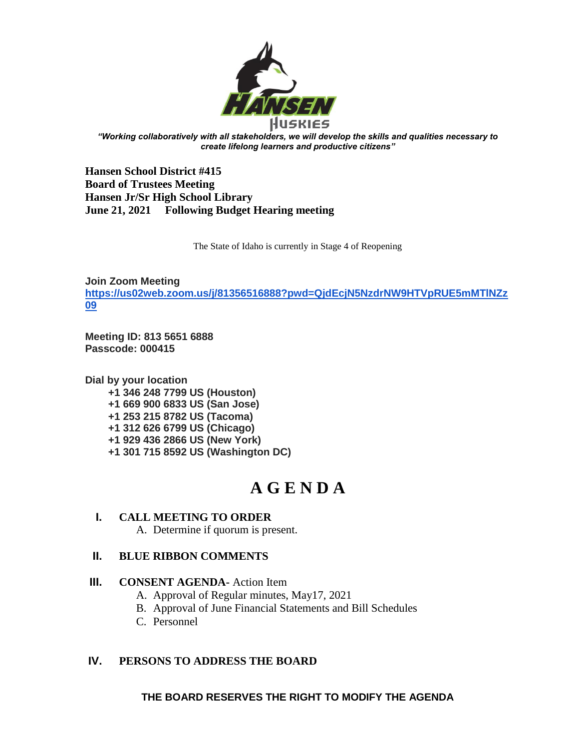HANSEN

Huskies

*"Working collaboratively with all stakeholders, we will develop the skills and qualities necessary to create lifelong learners and productive citizens"*

**Hansen School District #415**
**Board of Trustees Meeting**
**Hansen Jr/Sr High School Library**
**June 21, 2021 Following Budget Hearing meeting**

The State of Idaho is currently in Stage 4 of Reopening

**Join Zoom Meeting**
**https://us02web.zoom.us/j/81356516888?pwd=QjdEcjN5NzdrNW9HTVpRUE5mMTlNZz09**

**Meeting ID: 813 5651 6888**
**Passcode: 000415**

**Dial by your location**
- **+1 346 248 7799 US (Houston)**
- **+1 669 900 6833 US (San Jose)**
- **+1 253 215 8782 US (Tacoma)**
- **+1 312 626 6799 US (Chicago)**
- **+1 929 436 2866 US (New York)**
- **+1 301 715 8592 US (Washington DC)**

# A G E N D A

**I. CALL MEETING TO ORDER**
   A. Determine if quorum is present.

**II. BLUE RIBBON COMMENTS**

**III. CONSENT AGENDA**- Action Item
   A. Approval of Regular minutes, May17, 2021
   B. Approval of June Financial Statements and Bill Schedules
   C. Personnel

**IV. PERSONS TO ADDRESS THE BOARD**

**THE BOARD RESERVES THE RIGHT TO MODIFY THE AGENDA**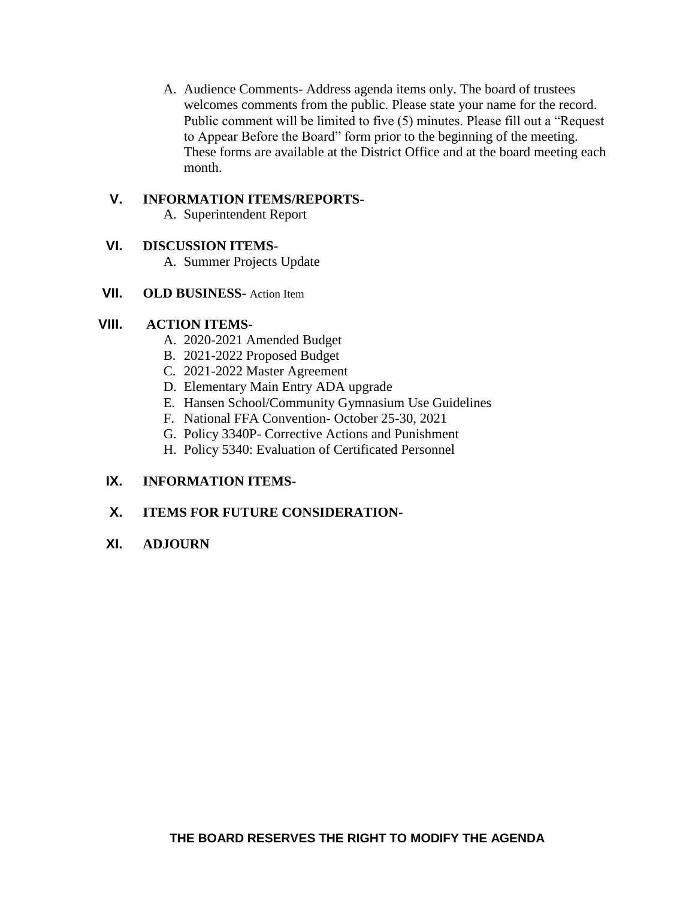A. Audience Comments- Address agenda items only. The board of trustees welcomes comments from the public. Please state your name for the record. Public comment will be limited to five (5) minutes. Please fill out a "Request to Appear Before the Board" form prior to the beginning of the meeting. These forms are available at the District Office and at the board meeting each month.

**V. INFORMATION ITEMS/REPORTS-**

A. Superintendent Report

**VI. DISCUSSION ITEMS-**

A. Summer Projects Update

**VII. OLD BUSINESS-** Action Item

**VIII. ACTION ITEMS-**

A. 2020-2021 Amended Budget
B. 2021-2022 Proposed Budget
C. 2021-2022 Master Agreement
D. Elementary Main Entry ADA upgrade
E. Hansen School/Community Gymnasium Use Guidelines
F. National FFA Convention- October 25-30, 2021
G. Policy 3340P- Corrective Actions and Punishment
H. Policy 5340: Evaluation of Certificated Personnel

**IX. INFORMATION ITEMS-**

**X. ITEMS FOR FUTURE CONSIDERATION-**

**XI. ADJOURN**

**THE BOARD RESERVES THE RIGHT TO MODIFY THE AGENDA**